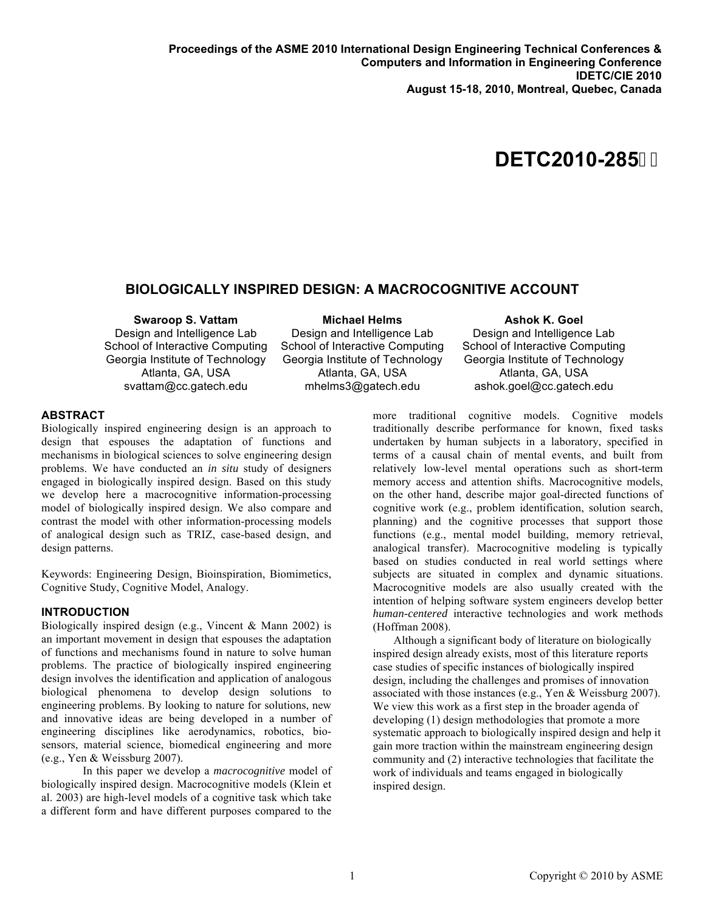Proceedings of the ASME 2010 International Design Engineering Technical Conferences & Computers and Information in Engineering Conference
IDETC/CIE 2010
August 15-18, 2010, Montreal, Quebec, Canada

# DETC2010-285

## BIOLOGICALLY INSPIRED DESIGN: A MACROCOGNITIVE ACCOUNT

**Swaroop S. Vattam**
Design and Intelligence Lab
School of Interactive Computing
Georgia Institute of Technology
Atlanta, GA, USA
svattam@cc.gatech.edu

**Michael Helms**
Design and Intelligence Lab
School of Interactive Computing
Georgia Institute of Technology
Atlanta, GA, USA
mhelms3@gatech.edu

**Ashok K. Goel**
Design and Intelligence Lab
School of Interactive Computing
Georgia Institute of Technology
Atlanta, GA, USA
ashok.goel@cc.gatech.edu

### ABSTRACT

Biologically inspired engineering design is an approach to design that espouses the adaptation of functions and mechanisms in biological sciences to solve engineering design problems. We have conducted an *in situ* study of designers engaged in biologically inspired design. Based on this study we develop here a macrocognitive information-processing model of biologically inspired design. We also compare and contrast the model with other information-processing models of analogical design such as TRIZ, case-based design, and design patterns.

Keywords: Engineering Design, Bioinspiration, Biomimetics, Cognitive Study, Cognitive Model, Analogy.

### INTRODUCTION

Biologically inspired design (e.g., Vincent & Mann 2002) is an important movement in design that espouses the adaptation of functions and mechanisms found in nature to solve human problems. The practice of biologically inspired engineering design involves the identification and application of analogous biological phenomena to develop design solutions to engineering problems. By looking to nature for solutions, new and innovative ideas are being developed in a number of engineering disciplines like aerodynamics, robotics, bio-sensors, material science, biomedical engineering and more (e.g., Yen & Weissburg 2007).

In this paper we develop a *macrocognitive* model of biologically inspired design. Macrocognitive models (Klein et al. 2003) are high-level models of a cognitive task which take a different form and have different purposes compared to the more traditional cognitive models. Cognitive models traditionally describe performance for known, fixed tasks undertaken by human subjects in a laboratory, specified in terms of a causal chain of mental events, and built from relatively low-level mental operations such as short-term memory access and attention shifts. Macrocognitive models, on the other hand, describe major goal-directed functions of cognitive work (e.g., problem identification, solution search, planning) and the cognitive processes that support those functions (e.g., mental model building, memory retrieval, analogical transfer). Macrocognitive modeling is typically based on studies conducted in real world settings where subjects are situated in complex and dynamic situations. Macrocognitive models are also usually created with the intention of helping software system engineers develop better *human-centered* interactive technologies and work methods (Hoffman 2008).

Although a significant body of literature on biologically inspired design already exists, most of this literature reports case studies of specific instances of biologically inspired design, including the challenges and promises of innovation associated with those instances (e.g., Yen & Weissburg 2007). We view this work as a first step in the broader agenda of developing (1) design methodologies that promote a more systematic approach to biologically inspired design and help it gain more traction within the mainstream engineering design community and (2) interactive technologies that facilitate the work of individuals and teams engaged in biologically inspired design.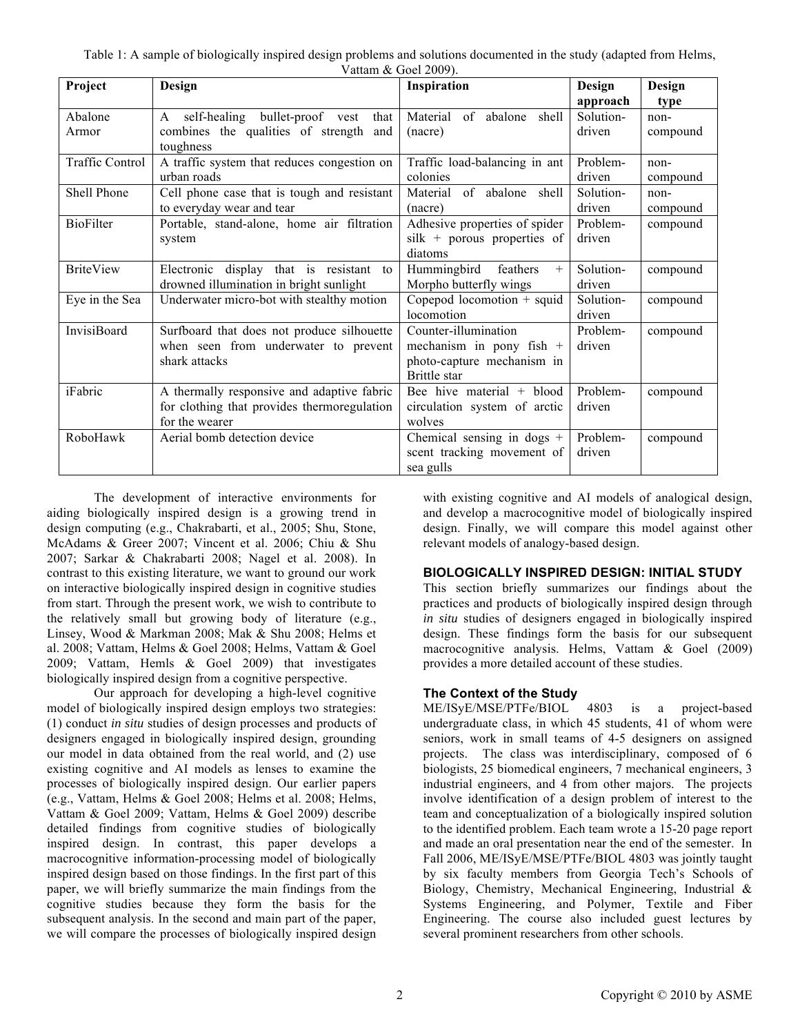Table 1: A sample of biologically inspired design problems and solutions documented in the study (adapted from Helms, Vattam & Goel 2009).

| Project | Design | Inspiration | Design approach | Design type |
|---|---|---|---|---|
| Abalone Armor | A self-healing bullet-proof vest that combines the qualities of strength and toughness | Material of abalone shell (nacre) | Solution-driven | non-compound |
| Traffic Control | A traffic system that reduces congestion on urban roads | Traffic load-balancing in ant colonies | Problem-driven | non-compound |
| Shell Phone | Cell phone case that is tough and resistant to everyday wear and tear | Material of abalone shell (nacre) | Solution-driven | non-compound |
| BioFilter | Portable, stand-alone, home air filtration system | Adhesive properties of spider silk + porous properties of diatoms | Problem-driven | compound |
| BriteView | Electronic display that is resistant to drowned illumination in bright sunlight | Hummingbird feathers + Morpho butterfly wings | Solution-driven | compound |
| Eye in the Sea | Underwater micro-bot with stealthy motion | Copepod locomotion + squid locomotion | Solution-driven | compound |
| InvisiBoard | Surfboard that does not produce silhouette when seen from underwater to prevent shark attacks | Counter-illumination mechanism in pony fish + photo-capture mechanism in Brittle star | Problem-driven | compound |
| iFabric | A thermally responsive and adaptive fabric for clothing that provides thermoregulation for the wearer | Bee hive material + blood circulation system of arctic wolves | Problem-driven | compound |
| RoboHawk | Aerial bomb detection device | Chemical sensing in dogs + scent tracking movement of sea gulls | Problem-driven | compound |

The development of interactive environments for aiding biologically inspired design is a growing trend in design computing (e.g., Chakrabarti, et al., 2005; Shu, Stone, McAdams & Greer 2007; Vincent et al. 2006; Chiu & Shu 2007; Sarkar & Chakrabarti 2008; Nagel et al. 2008). In contrast to this existing literature, we want to ground our work on interactive biologically inspired design in cognitive studies from start. Through the present work, we wish to contribute to the relatively small but growing body of literature (e.g., Linsey, Wood & Markman 2008; Mak & Shu 2008; Helms et al. 2008; Vattam, Helms & Goel 2008; Helms, Vattam & Goel 2009; Vattam, Hemls & Goel 2009) that investigates biologically inspired design from a cognitive perspective.

Our approach for developing a high-level cognitive model of biologically inspired design employs two strategies: (1) conduct *in situ* studies of design processes and products of designers engaged in biologically inspired design, grounding our model in data obtained from the real world, and (2) use existing cognitive and AI models as lenses to examine the processes of biologically inspired design. Our earlier papers (e.g., Vattam, Helms & Goel 2008; Helms et al. 2008; Helms, Vattam & Goel 2009; Vattam, Helms & Goel 2009) describe detailed findings from cognitive studies of biologically inspired design. In contrast, this paper develops a macrocognitive information-processing model of biologically inspired design based on those findings. In the first part of this paper, we will briefly summarize the main findings from the cognitive studies because they form the basis for the subsequent analysis. In the second and main part of the paper, we will compare the processes of biologically inspired design with existing cognitive and AI models of analogical design, and develop a macrocognitive model of biologically inspired design. Finally, we will compare this model against other relevant models of analogy-based design.

## BIOLOGICALLY INSPIRED DESIGN: INITIAL STUDY

This section briefly summarizes our findings about the practices and products of biologically inspired design through *in situ* studies of designers engaged in biologically inspired design. These findings form the basis for our subsequent macrocognitive analysis. Helms, Vattam & Goel (2009) provides a more detailed account of these studies.

### The Context of the Study

ME/ISyE/MSE/PTFe/BIOL 4803 is a project-based undergraduate class, in which 45 students, 41 of whom were seniors, work in small teams of 4-5 designers on assigned projects. The class was interdisciplinary, composed of 6 biologists, 25 biomedical engineers, 7 mechanical engineers, 3 industrial engineers, and 4 from other majors. The projects involve identification of a design problem of interest to the team and conceptualization of a biologically inspired solution to the identified problem. Each team wrote a 15-20 page report and made an oral presentation near the end of the semester. In Fall 2006, ME/ISyE/MSE/PTFe/BIOL 4803 was jointly taught by six faculty members from Georgia Tech's Schools of Biology, Chemistry, Mechanical Engineering, Industrial & Systems Engineering, and Polymer, Textile and Fiber Engineering. The course also included guest lectures by several prominent researchers from other schools.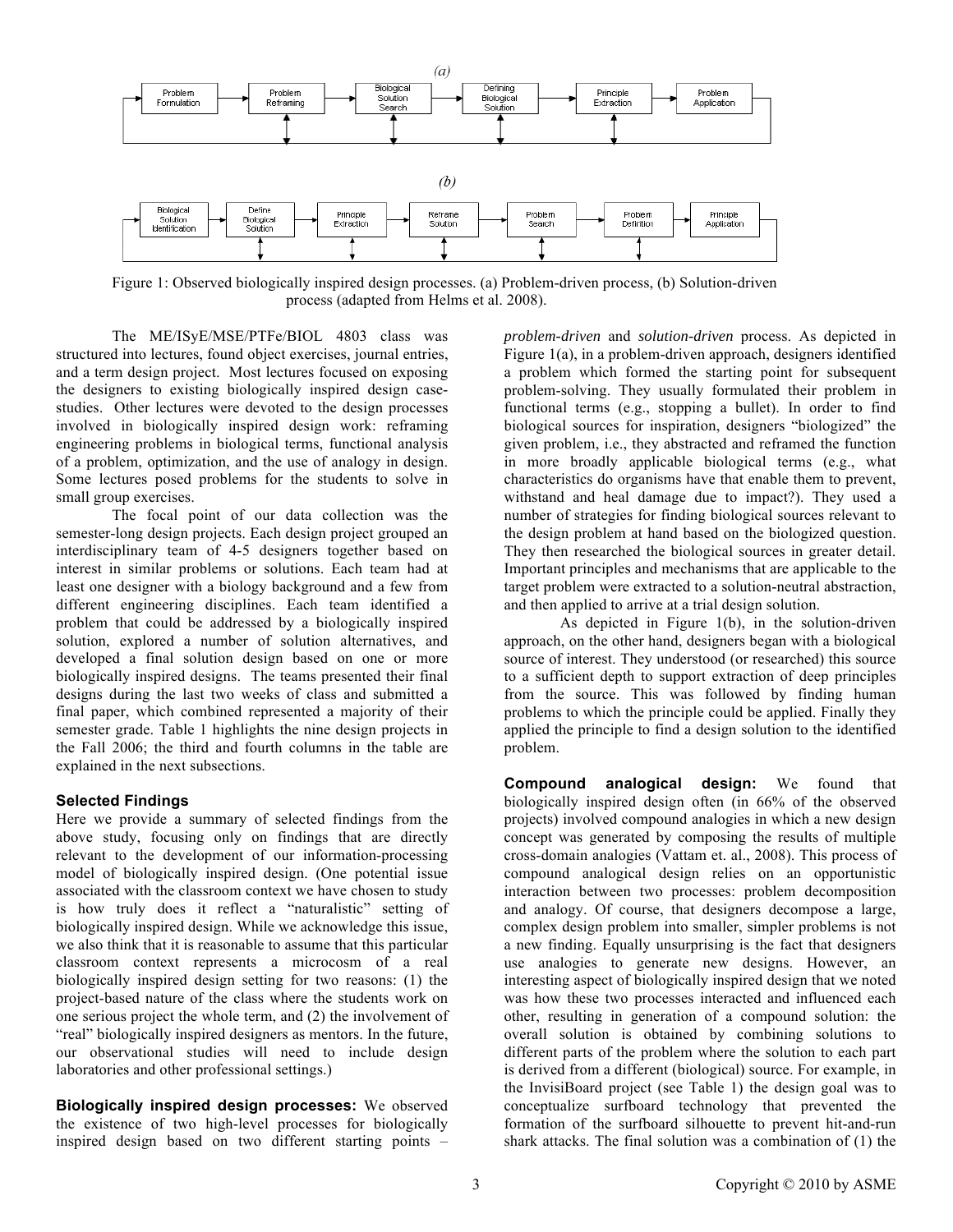(a)

Problem Formulation

Problem Reframing

Biological Solution Search

Defining Biological Solution

Principle Extraction

Problem Application

(b)

Biological Solution Identification

Define Biological Solution

Principle Extraction

Reframe Solution

Problem Search

Problem Definition

Principle Application

Figure 1: Observed biologically inspired design processes. (a) Problem-driven process, (b) Solution-driven process (adapted from Helms et al. 2008).

The ME/ISyE/MSE/PTFe/BIOL 4803 class was structured into lectures, found object exercises, journal entries, and a term design project. Most lectures focused on exposing the designers to existing biologically inspired design case-studies. Other lectures were devoted to the design processes involved in biologically inspired design work: reframing engineering problems in biological terms, functional analysis of a problem, optimization, and the use of analogy in design. Some lectures posed problems for the students to solve in small group exercises.

The focal point of our data collection was the semester-long design projects. Each design project grouped an interdisciplinary team of 4-5 designers together based on interest in similar problems or solutions. Each team had at least one designer with a biology background and a few from different engineering disciplines. Each team identified a problem that could be addressed by a biologically inspired solution, explored a number of solution alternatives, and developed a final solution design based on one or more biologically inspired designs. The teams presented their final designs during the last two weeks of class and submitted a final paper, which combined represented a majority of their semester grade. Table 1 highlights the nine design projects in the Fall 2006; the third and fourth columns in the table are explained in the next subsections.

### Selected Findings

Here we provide a summary of selected findings from the above study, focusing only on findings that are directly relevant to the development of our information-processing model of biologically inspired design. (One potential issue associated with the classroom context we have chosen to study is how truly does it reflect a "naturalistic" setting of biologically inspired design. While we acknowledge this issue, we also think that it is reasonable to assume that this particular classroom context represents a microcosm of a real biologically inspired design setting for two reasons: (1) the project-based nature of the class where the students work on one serious project the whole term, and (2) the involvement of "real" biologically inspired designers as mentors. In the future, our observational studies will need to include design laboratories and other professional settings.)

**Biologically inspired design processes:** We observed the existence of two high-level processes for biologically inspired design based on two different starting points – *problem-driven* and *solution-driven* process. As depicted in Figure 1(a), in a problem-driven approach, designers identified a problem which formed the starting point for subsequent problem-solving. They usually formulated their problem in functional terms (e.g., stopping a bullet). In order to find biological sources for inspiration, designers "biologized" the given problem, i.e., they abstracted and reframed the function in more broadly applicable biological terms (e.g., what characteristics do organisms have that enable them to prevent, withstand and heal damage due to impact?). They used a number of strategies for finding biological sources relevant to the design problem at hand based on the biologized question. They then researched the biological sources in greater detail. Important principles and mechanisms that are applicable to the target problem were extracted to a solution-neutral abstraction, and then applied to arrive at a trial design solution.

As depicted in Figure 1(b), in the solution-driven approach, on the other hand, designers began with a biological source of interest. They understood (or researched) this source to a sufficient depth to support extraction of deep principles from the source. This was followed by finding human problems to which the principle could be applied. Finally they applied the principle to find a design solution to the identified problem.

**Compound analogical design:** We found that biologically inspired design often (in 66% of the observed projects) involved compound analogies in which a new design concept was generated by composing the results of multiple cross-domain analogies (Vattam et. al., 2008). This process of compound analogical design relies on an opportunistic interaction between two processes: problem decomposition and analogy. Of course, that designers decompose a large, complex design problem into smaller, simpler problems is not a new finding. Equally unsurprising is the fact that designers use analogies to generate new designs. However, an interesting aspect of biologically inspired design that we noted was how these two processes interacted and influenced each other, resulting in generation of a compound solution: the overall solution is obtained by combining solutions to different parts of the problem where the solution to each part is derived from a different (biological) source. For example, in the InvisiBoard project (see Table 1) the design goal was to conceptualize surfboard technology that prevented the formation of the surfboard silhouette to prevent hit-and-run shark attacks. The final solution was a combination of (1) the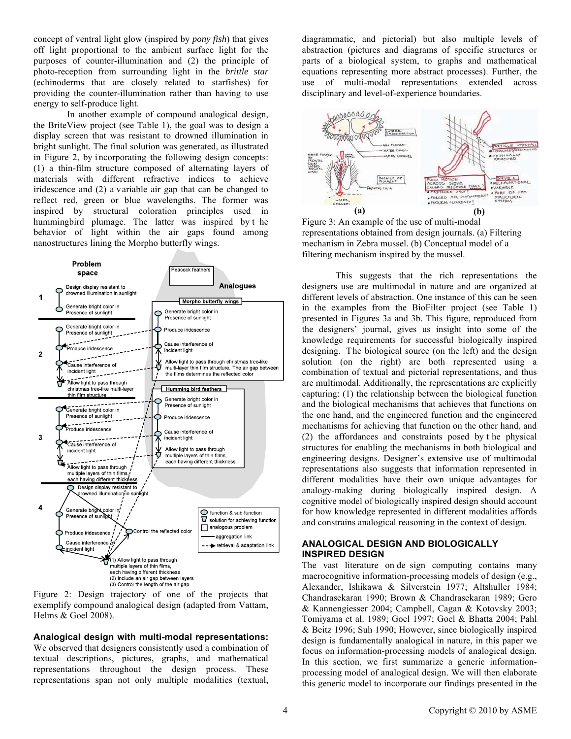concept of ventral light glow (inspired by *pony fish*) that gives off light proportional to the ambient surface light for the purposes of counter-illumination and (2) the principle of photo-reception from surrounding light in the *brittle star* (echinoderms that are closely related to starfishes) for providing the counter-illumination rather than having to use energy to self-produce light.

In another example of compound analogical design, the BriteView project (see Table 1), the goal was to design a display screen that was resistant to drowned illumination in bright sunlight. The final solution was generated, as illustrated in Figure 2, by incorporating the following design concepts: (1) a thin-film structure composed of alternating layers of materials with different refractive indices to achieve iridescence and (2) a variable air gap that can be changed to reflect red, green or blue wavelengths. The former was inspired by structural coloration principles used in hummingbird plumage. The latter was inspired by the behavior of light within the air gaps found among nanostructures lining the Morpho butterfly wings.

Figure 2: Design trajectory of one of the projects that exemplify compound analogical design (adapted from Vattam, Helms & Goel 2008).

**Analogical design with multi-modal representations:** We observed that designers consistently used a combination of textual descriptions, pictures, graphs, and mathematical representations throughout the design process. These representations span not only multiple modalities (textual, diagrammatic, and pictorial) but also multiple levels of abstraction (pictures and diagrams of specific structures or parts of a biological system, to graphs and mathematical equations representing more abstract processes). Further, the use of multi-modal representations extended across disciplinary and level-of-experience boundaries.

Figure 3: An example of the use of multi-modal representations obtained from design journals. (a) Filtering mechanism in Zebra mussel. (b) Conceptual model of a filtering mechanism inspired by the mussel.

This suggests that the rich representations the designers use are multimodal in nature and are organized at different levels of abstraction. One instance of this can be seen in the examples from the BioFilter project (see Table 1) presented in Figures 3a and 3b. This figure, reproduced from the designers' journal, gives us insight into some of the knowledge requirements for successful biologically inspired designing. The biological source (on the left) and the design solution (on the right) are both represented using a combination of textual and pictorial representations, and thus are multimodal. Additionally, the representations are explicitly capturing: (1) the relationship between the biological function and the biological mechanisms that achieves that functions on the one hand, and the engineered function and the engineered mechanisms for achieving that function on the other hand, and (2) the affordances and constraints posed by the physical structures for enabling the mechanisms in both biological and engineering designs. Designer's extensive use of multimodal representations also suggests that information represented in different modalities have their own unique advantages for analogy-making during biologically inspired design. A cognitive model of biologically inspired design should account for how knowledge represented in different modalities affords and constrains analogical reasoning in the context of design.

## ANALOGICAL DESIGN AND BIOLOGICALLY INSPIRED DESIGN

The vast literature on design computing contains many macrocognitive information-processing models of design (e.g., Alexander, Ishikawa & Silverstein 1977; Altshuller 1984; Chandrasekaran 1990; Brown & Chandrasekaran 1989; Gero & Kannengiesser 2004; Campbell, Cagan & Kotovsky 2003; Tomiyama et al. 1989; Goel 1997; Goel & Bhatta 2004; Pahl & Beitz 1996; Suh 1990; However, since biologically inspired design is fundamentally analogical in nature, in this paper we focus on information-processing models of analogical design. In this section, we first summarize a generic information-processing model of analogical design. We will then elaborate this generic model to incorporate our findings presented in the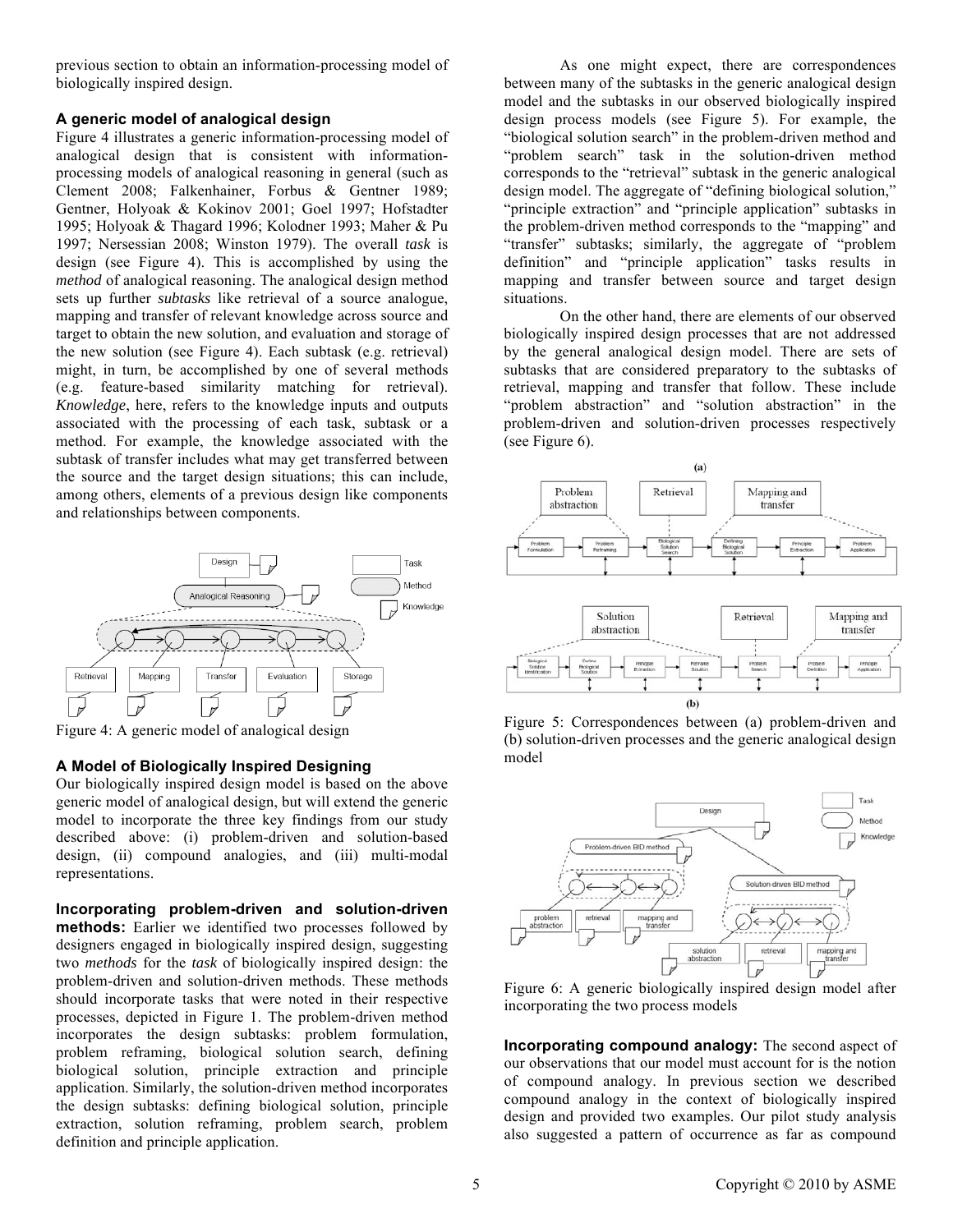previous section to obtain an information-processing model of biologically inspired design.

### A generic model of analogical design

Figure 4 illustrates a generic information-processing model of analogical design that is consistent with information-processing models of analogical reasoning in general (such as Clement 2008; Falkenhainer, Forbus & Gentner 1989; Gentner, Holyoak & Kokinov 2001; Goel 1997; Hofstadter 1995; Holyoak & Thagard 1996; Kolodner 1993; Maher & Pu 1997; Nersessian 2008; Winston 1979). The overall *task* is design (see Figure 4). This is accomplished by using the *method* of analogical reasoning. The analogical design method sets up further *subtasks* like retrieval of a source analogue, mapping and transfer of relevant knowledge across source and target to obtain the new solution, and evaluation and storage of the new solution (see Figure 4). Each subtask (e.g. retrieval) might, in turn, be accomplished by one of several methods (e.g. feature-based similarity matching for retrieval). *Knowledge*, here, refers to the knowledge inputs and outputs associated with the processing of each task, subtask or a method. For example, the knowledge associated with the subtask of transfer includes what may get transferred between the source and the target design situations; this can include, among others, elements of a previous design like components and relationships between components.

Figure 4: A generic model of analogical design

### A Model of Biologically Inspired Designing

Our biologically inspired design model is based on the above generic model of analogical design, but will extend the generic model to incorporate the three key findings from our study described above: (i) problem-driven and solution-based design, (ii) compound analogies, and (iii) multi-modal representations.

**Incorporating problem-driven and solution-driven methods:** Earlier we identified two processes followed by designers engaged in biologically inspired design, suggesting two *methods* for the *task* of biologically inspired design: the problem-driven and solution-driven methods. These methods should incorporate tasks that were noted in their respective processes, depicted in Figure 1. The problem-driven method incorporates the design subtasks: problem formulation, problem reframing, biological solution search, defining biological solution, principle extraction and principle application. Similarly, the solution-driven method incorporates the design subtasks: defining biological solution, principle extraction, solution reframing, problem search, problem definition and principle application.

As one might expect, there are correspondences between many of the subtasks in the generic analogical design model and the subtasks in our observed biologically inspired design process models (see Figure 5). For example, the "biological solution search" in the problem-driven method and "problem search" task in the solution-driven method corresponds to the "retrieval" subtask in the generic analogical design model. The aggregate of "defining biological solution," "principle extraction" and "principle application" subtasks in the problem-driven method corresponds to the "mapping" and "transfer" subtasks; similarly, the aggregate of "problem definition" and "principle application" tasks results in mapping and transfer between source and target design situations.

On the other hand, there are elements of our observed biologically inspired design processes that are not addressed by the general analogical design model. There are sets of subtasks that are considered preparatory to the subtasks of retrieval, mapping and transfer that follow. These include "problem abstraction" and "solution abstraction" in the problem-driven and solution-driven processes respectively (see Figure 6).

Figure 5: Correspondences between (a) problem-driven and (b) solution-driven processes and the generic analogical design model

Figure 6: A generic biologically inspired design model after incorporating the two process models

**Incorporating compound analogy:** The second aspect of our observations that our model must account for is the notion of compound analogy. In previous section we described compound analogy in the context of biologically inspired design and provided two examples. Our pilot study analysis also suggested a pattern of occurrence as far as compound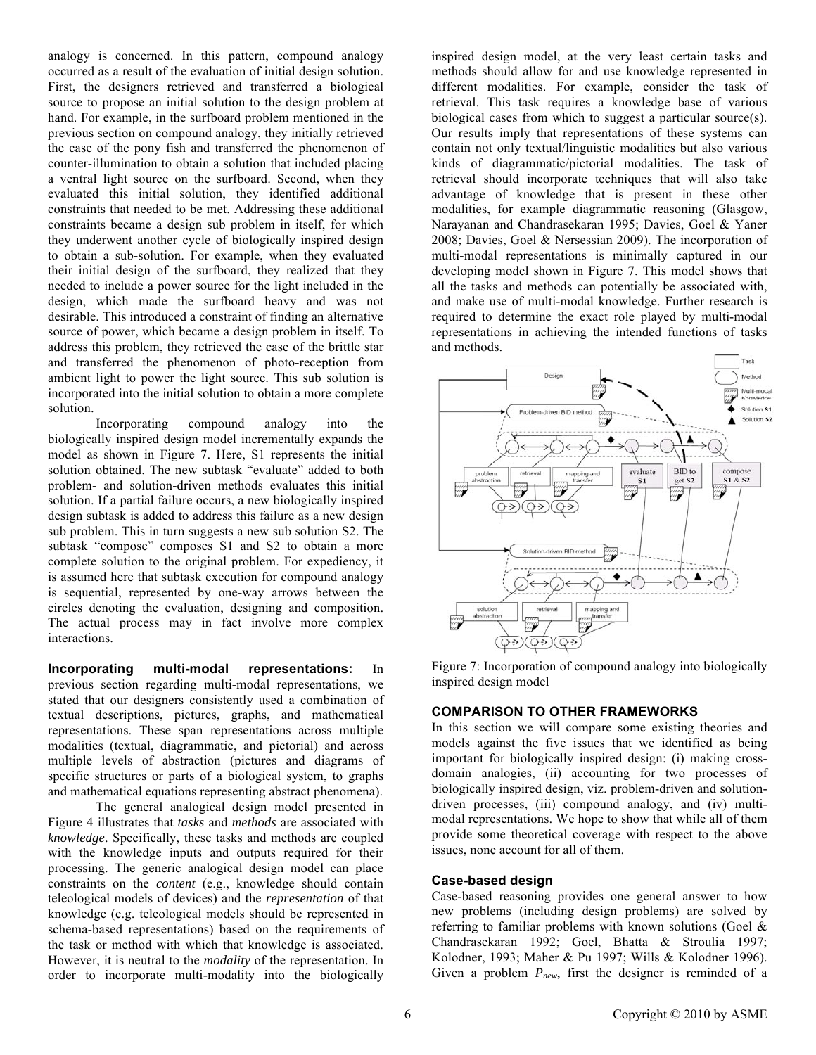analogy is concerned. In this pattern, compound analogy occurred as a result of the evaluation of initial design solution. First, the designers retrieved and transferred a biological source to propose an initial solution to the design problem at hand. For example, in the surfboard problem mentioned in the previous section on compound analogy, they initially retrieved the case of the pony fish and transferred the phenomenon of counter-illumination to obtain a solution that included placing a ventral light source on the surfboard. Second, when they evaluated this initial solution, they identified additional constraints that needed to be met. Addressing these additional constraints became a design sub problem in itself, for which they underwent another cycle of biologically inspired design to obtain a sub-solution. For example, when they evaluated their initial design of the surfboard, they realized that they needed to include a power source for the light included in the design, which made the surfboard heavy and was not desirable. This introduced a constraint of finding an alternative source of power, which became a design problem in itself. To address this problem, they retrieved the case of the brittle star and transferred the phenomenon of photo-reception from ambient light to power the light source. This sub solution is incorporated into the initial solution to obtain a more complete solution.

Incorporating compound analogy into the biologically inspired design model incrementally expands the model as shown in Figure 7. Here, S1 represents the initial solution obtained. The new subtask "evaluate" added to both problem- and solution-driven methods evaluates this initial solution. If a partial failure occurs, a new biologically inspired design subtask is added to address this failure as a new design sub problem. This in turn suggests a new sub solution S2. The subtask "compose" composes S1 and S2 to obtain a more complete solution to the original problem. For expediency, it is assumed here that subtask execution for compound analogy is sequential, represented by one-way arrows between the circles denoting the evaluation, designing and composition. The actual process may in fact involve more complex interactions.

**Incorporating multi-modal representations:** In previous section regarding multi-modal representations, we stated that our designers consistently used a combination of textual descriptions, pictures, graphs, and mathematical representations. These span representations across multiple modalities (textual, diagrammatic, and pictorial) and across multiple levels of abstraction (pictures and diagrams of specific structures or parts of a biological system, to graphs and mathematical equations representing abstract phenomena).

The general analogical design model presented in Figure 4 illustrates that *tasks* and *methods* are associated with *knowledge*. Specifically, these tasks and methods are coupled with the knowledge inputs and outputs required for their processing. The generic analogical design model can place constraints on the *content* (e.g., knowledge should contain teleological models of devices) and the *representation* of that knowledge (e.g. teleological models should be represented in schema-based representations) based on the requirements of the task or method with which that knowledge is associated. However, it is neutral to the *modality* of the representation. In order to incorporate multi-modality into the biologically inspired design model, at the very least certain tasks and methods should allow for and use knowledge represented in different modalities. For example, consider the task of retrieval. This task requires a knowledge base of various biological cases from which to suggest a particular source(s). Our results imply that representations of these systems can contain not only textual/linguistic modalities but also various kinds of diagrammatic/pictorial modalities. The task of retrieval should incorporate techniques that will also take advantage of knowledge that is present in these other modalities, for example diagrammatic reasoning (Glasgow, Narayanan and Chandrasekaran 1995; Davies, Goel & Yaner 2008; Davies, Goel & Nersessian 2009). The incorporation of multi-modal representations is minimally captured in our developing model shown in Figure 7. This model shows that all the tasks and methods can potentially be associated with, and make use of multi-modal knowledge. Further research is required to determine the exact role played by multi-modal representations in achieving the intended functions of tasks and methods.

Task
Method
Multi-modal Knowledge
Solution S1
Solution S2
Design
Problem-driven BID method
problem abstraction
retrieval
mapping and transfer
evaluate S1
BID to get S2
compose S1 & S2
Solution-driven BID method
solution abstraction
retrieval
mapping and transfer

Figure 7: Incorporation of compound analogy into biologically inspired design model

## COMPARISON TO OTHER FRAMEWORKS

In this section we will compare some existing theories and models against the five issues that we identified as being important for biologically inspired design: (i) making cross-domain analogies, (ii) accounting for two processes of biologically inspired design, viz. problem-driven and solution-driven processes, (iii) compound analogy, and (iv) multi-modal representations. We hope to show that while all of them provide some theoretical coverage with respect to the above issues, none account for all of them.

### Case-based design

Case-based reasoning provides one general answer to how new problems (including design problems) are solved by referring to familiar problems with known solutions (Goel & Chandrasekaran 1992; Goel, Bhatta & Stroulia 1997; Kolodner, 1993; Maher & Pu 1997; Wills & Kolodner 1996). Given a problem $P_{new}$, first the designer is reminded of a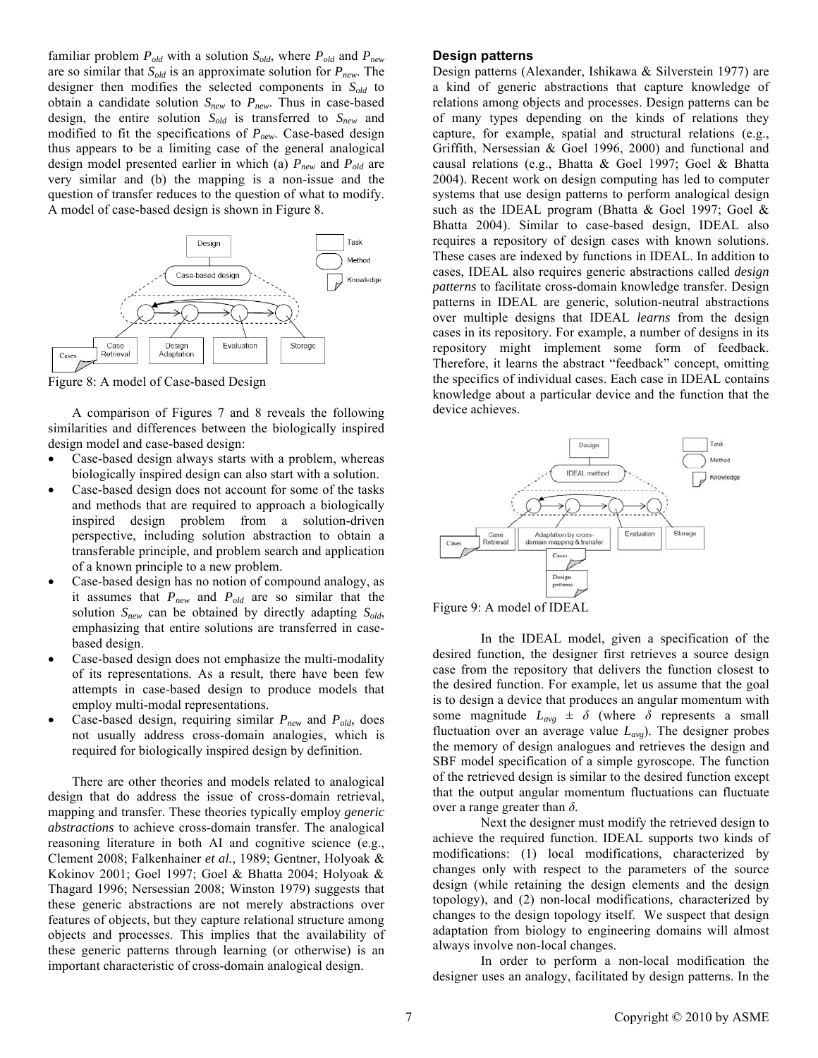familiar problem $P_{old}$ with a solution $S_{old}$, where $P_{old}$ and $P_{new}$ are so similar that $S_{old}$ is an approximate solution for $P_{new}$. The designer then modifies the selected components in $S_{old}$ to obtain a candidate solution $S_{new}$ to $P_{new}$. Thus in case-based design, the entire solution $S_{old}$ is transferred to $S_{new}$ and modified to fit the specifications of $P_{new}$. Case-based design thus appears to be a limiting case of the general analogical design model presented earlier in which (a) $P_{new}$ and $P_{old}$ are very similar and (b) the mapping is a non-issue and the question of transfer reduces to the question of what to modify. A model of case-based design is shown in Figure 8.

Figure 8: A model of Case-based Design

A comparison of Figures 7 and 8 reveals the following similarities and differences between the biologically inspired design model and case-based design:

- Case-based design always starts with a problem, whereas biologically inspired design can also start with a solution.
- Case-based design does not account for some of the tasks and methods that are required to approach a biologically inspired design problem from a solution-driven perspective, including solution abstraction to obtain a transferable principle, and problem search and application of a known principle to a new problem.
- Case-based design has no notion of compound analogy, as it assumes that $P_{new}$ and $P_{old}$ are so similar that the solution $S_{new}$ can be obtained by directly adapting $S_{old}$, emphasizing that entire solutions are transferred in case-based design.
- Case-based design does not emphasize the multi-modality of its representations. As a result, there have been few attempts in case-based design to produce models that employ multi-modal representations.
- Case-based design, requiring similar $P_{new}$ and $P_{old}$, does not usually address cross-domain analogies, which is required for biologically inspired design by definition.

There are other theories and models related to analogical design that do address the issue of cross-domain retrieval, mapping and transfer. These theories typically employ *generic abstractions* to achieve cross-domain transfer. The analogical reasoning literature in both AI and cognitive science (e.g., Clement 2008; Falkenhainer *et al.*, 1989; Gentner, Holyoak & Kokinov 2001; Goel 1997; Goel & Bhatta 2004; Holyoak & Thagard 1996; Nersessian 2008; Winston 1979) suggests that these generic abstractions are not merely abstractions over features of objects, but they capture relational structure among objects and processes. This implies that the availability of these generic patterns through learning (or otherwise) is an important characteristic of cross-domain analogical design.

**Design patterns**

Design patterns (Alexander, Ishikawa & Silverstein 1977) are a kind of generic abstractions that capture knowledge of relations among objects and processes. Design patterns can be of many types depending on the kinds of relations they capture, for example, spatial and structural relations (e.g., Griffith, Nersessian & Goel 1996, 2000) and functional and causal relations (e.g., Bhatta & Goel 1997; Goel & Bhatta 2004). Recent work on design computing has led to computer systems that use design patterns to perform analogical design such as the IDEAL program (Bhatta & Goel 1997; Goel & Bhatta 2004). Similar to case-based design, IDEAL also requires a repository of design cases with known solutions. These cases are indexed by functions in IDEAL. In addition to cases, IDEAL also requires generic abstractions called *design patterns* to facilitate cross-domain knowledge transfer. Design patterns in IDEAL are generic, solution-neutral abstractions over multiple designs that IDEAL *learns* from the design cases in its repository. For example, a number of designs in its repository might implement some form of feedback. Therefore, it learns the abstract "feedback" concept, omitting the specifics of individual cases. Each case in IDEAL contains knowledge about a particular device and the function that the device achieves.

Figure 9: A model of IDEAL

In the IDEAL model, given a specification of the desired function, the designer first retrieves a source design case from the repository that delivers the function closest to the desired function. For example, let us assume that the goal is to design a device that produces an angular momentum with some magnitude $L_{avg} \pm \delta$ (where $\delta$ represents a small fluctuation over an average value $L_{avg}$). The designer probes the memory of design analogues and retrieves the design and SBF model specification of a simple gyroscope. The function of the retrieved design is similar to the desired function except that the output angular momentum fluctuations can fluctuate over a range greater than $\delta$.

Next the designer must modify the retrieved design to achieve the required function. IDEAL supports two kinds of modifications: (1) local modifications, characterized by changes only with respect to the parameters of the source design (while retaining the design elements and the design topology), and (2) non-local modifications, characterized by changes to the design topology itself. We suspect that design adaptation from biology to engineering domains will almost always involve non-local changes.

In order to perform a non-local modification the designer uses an analogy, facilitated by design patterns. In the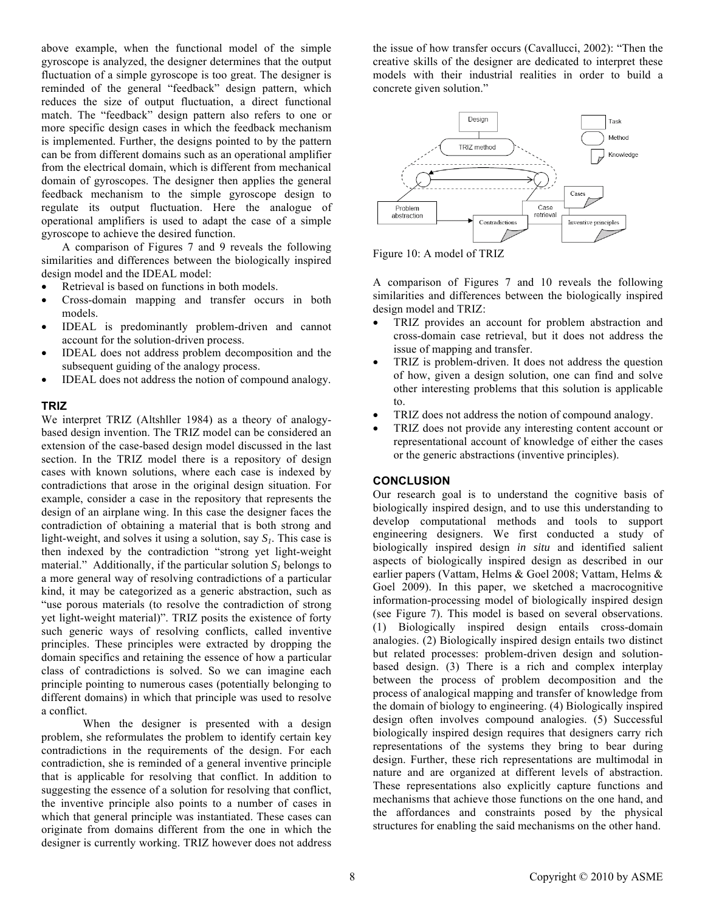above example, when the functional model of the simple gyroscope is analyzed, the designer determines that the output fluctuation of a simple gyroscope is too great. The designer is reminded of the general "feedback" design pattern, which reduces the size of output fluctuation, a direct functional match. The "feedback" design pattern also refers to one or more specific design cases in which the feedback mechanism is implemented. Further, the designs pointed to by the pattern can be from different domains such as an operational amplifier from the electrical domain, which is different from mechanical domain of gyroscopes. The designer then applies the general feedback mechanism to the simple gyroscope design to regulate its output fluctuation. Here the analogue of operational amplifiers is used to adapt the case of a simple gyroscope to achieve the desired function.

A comparison of Figures 7 and 9 reveals the following similarities and differences between the biologically inspired design model and the IDEAL model:

- Retrieval is based on functions in both models.
- Cross-domain mapping and transfer occurs in both models.
- IDEAL is predominantly problem-driven and cannot account for the solution-driven process.
- IDEAL does not address problem decomposition and the subsequent guiding of the analogy process.
- IDEAL does not address the notion of compound analogy.

### TRIZ

We interpret TRIZ (Altshller 1984) as a theory of analogy-based design invention. The TRIZ model can be considered an extension of the case-based design model discussed in the last section. In the TRIZ model there is a repository of design cases with known solutions, where each case is indexed by contradictions that arose in the original design situation. For example, consider a case in the repository that represents the design of an airplane wing. In this case the designer faces the contradiction of obtaining a material that is both strong and light-weight, and solves it using a solution, say $S_1$. This case is then indexed by the contradiction "strong yet light-weight material." Additionally, if the particular solution $S_1$ belongs to a more general way of resolving contradictions of a particular kind, it may be categorized as a generic abstraction, such as "use porous materials (to resolve the contradiction of strong yet light-weight material)". TRIZ posits the existence of forty such generic ways of resolving conflicts, called inventive principles. These principles were extracted by dropping the domain specifics and retaining the essence of how a particular class of contradictions is solved. So we can imagine each principle pointing to numerous cases (potentially belonging to different domains) in which that principle was used to resolve a conflict.

When the designer is presented with a design problem, she reformulates the problem to identify certain key contradictions in the requirements of the design. For each contradiction, she is reminded of a general inventive principle that is applicable for resolving that conflict. In addition to suggesting the essence of a solution for resolving that conflict, the inventive principle also points to a number of cases in which that general principle was instantiated. These cases can originate from domains different from the one in which the designer is currently working. TRIZ however does not address the issue of how transfer occurs (Cavallucci, 2002): "Then the creative skills of the designer are dedicated to interpret these models with their industrial realities in order to build a concrete given solution."

Design
TRIZ method
Task
Method
Knowledge
Cases
Problem abstraction
Case retrieval
Contradictions
Inventive principles

Figure 10: A model of TRIZ

A comparison of Figures 7 and 10 reveals the following similarities and differences between the biologically inspired design model and TRIZ:

- TRIZ provides an account for problem abstraction and cross-domain case retrieval, but it does not address the issue of mapping and transfer.
- TRIZ is problem-driven. It does not address the question of how, given a design solution, one can find and solve other interesting problems that this solution is applicable to.
- TRIZ does not address the notion of compound analogy.
- TRIZ does not provide any interesting content account or representational account of knowledge of either the cases or the generic abstractions (inventive principles).

### CONCLUSION

Our research goal is to understand the cognitive basis of biologically inspired design, and to use this understanding to develop computational methods and tools to support engineering designers. We first conducted a study of biologically inspired design *in situ* and identified salient aspects of biologically inspired design as described in our earlier papers (Vattam, Helms & Goel 2008; Vattam, Helms & Goel 2009). In this paper, we sketched a macrocognitive information-processing model of biologically inspired design (see Figure 7). This model is based on several observations. (1) Biologically inspired design entails cross-domain analogies. (2) Biologically inspired design entails two distinct but related processes: problem-driven design and solution-based design. (3) There is a rich and complex interplay between the process of problem decomposition and the process of analogical mapping and transfer of knowledge from the domain of biology to engineering. (4) Biologically inspired design often involves compound analogies. (5) Successful biologically inspired design requires that designers carry rich representations of the systems they bring to bear during design. Further, these rich representations are multimodal in nature and are organized at different levels of abstraction. These representations also explicitly capture functions and mechanisms that achieve those functions on the one hand, and the affordances and constraints posed by the physical structures for enabling the said mechanisms on the other hand.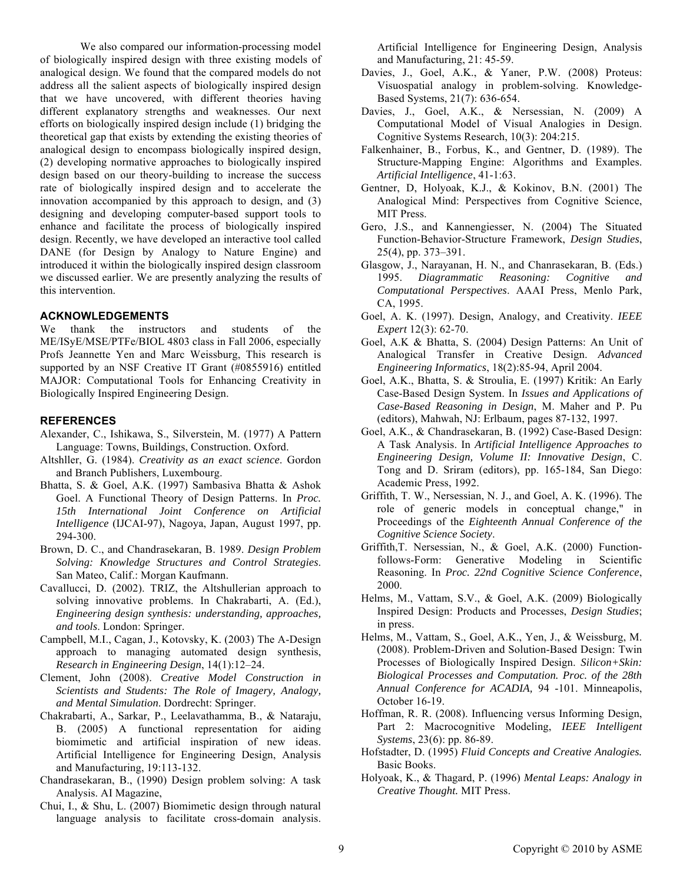We also compared our information-processing model of biologically inspired design with three existing models of analogical design. We found that the compared models do not address all the salient aspects of biologically inspired design that we have uncovered, with different theories having different explanatory strengths and weaknesses. Our next efforts on biologically inspired design include (1) bridging the theoretical gap that exists by extending the existing theories of analogical design to encompass biologically inspired design, (2) developing normative approaches to biologically inspired design based on our theory-building to increase the success rate of biologically inspired design and to accelerate the innovation accompanied by this approach to design, and (3) designing and developing computer-based support tools to enhance and facilitate the process of biologically inspired design. Recently, we have developed an interactive tool called DANE (for Design by Analogy to Nature Engine) and introduced it within the biologically inspired design classroom we discussed earlier. We are presently analyzing the results of this intervention.

## ACKNOWLEDGEMENTS

We thank the instructors and students of the ME/ISyE/MSE/PTFe/BIOL 4803 class in Fall 2006, especially Profs Jeannette Yen and Marc Weissburg, This research is supported by an NSF Creative IT Grant (#0855916) entitled MAJOR: Computational Tools for Enhancing Creativity in Biologically Inspired Engineering Design.

## REFERENCES

Alexander, C., Ishikawa, S., Silverstein, M. (1977) A Pattern Language: Towns, Buildings, Construction. Oxford.

Altshller, G. (1984). *Creativity as an exact science*. Gordon and Branch Publishers, Luxembourg.

Bhatta, S. & Goel, A.K. (1997) Sambasiva Bhatta & Ashok Goel. A Functional Theory of Design Patterns. In *Proc. 15th International Joint Conference on Artificial Intelligence* (IJCAI-97), Nagoya, Japan, August 1997, pp. 294-300.

Brown, D. C., and Chandrasekaran, B. 1989. *Design Problem Solving: Knowledge Structures and Control Strategies*. San Mateo, Calif.: Morgan Kaufmann.

Cavallucci, D. (2002). TRIZ, the Altshullerian approach to solving innovative problems. In Chakrabarti, A. (Ed.), *Engineering design synthesis: understanding, approaches, and tools*. London: Springer.

Campbell, M.I., Cagan, J., Kotovsky, K. (2003) The A-Design approach to managing automated design synthesis, *Research in Engineering Design*, 14(1):12–24.

Clement, John (2008). *Creative Model Construction in Scientists and Students: The Role of Imagery, Analogy, and Mental Simulation*. Dordrecht: Springer.

Chakrabarti, A., Sarkar, P., Leelavathamma, B., & Nataraju, B. (2005) A functional representation for aiding biomimetic and artificial inspiration of new ideas. Artificial Intelligence for Engineering Design, Analysis and Manufacturing, 19:113-132.

Chandrasekaran, B., (1990) Design problem solving: A task Analysis. AI Magazine,

Chui, I., & Shu, L. (2007) Biomimetic design through natural language analysis to facilitate cross-domain analysis. Artificial Intelligence for Engineering Design, Analysis and Manufacturing, 21: 45-59.

Davies, J., Goel, A.K., & Yaner, P.W. (2008) Proteus: Visuospatial analogy in problem-solving. Knowledge-Based Systems, 21(7): 636-654.

Davies, J., Goel, A.K., & Nersessian, N. (2009) A Computational Model of Visual Analogies in Design. Cognitive Systems Research, 10(3): 204:215.

Falkenhainer, B., Forbus, K., and Gentner, D. (1989). The Structure-Mapping Engine: Algorithms and Examples. *Artificial Intelligence*, 41-1:63.

Gentner, D, Holyoak, K.J., & Kokinov, B.N. (2001) The Analogical Mind: Perspectives from Cognitive Science, MIT Press.

Gero, J.S., and Kannengiesser, N. (2004) The Situated Function-Behavior-Structure Framework, *Design Studies*, 25(4), pp. 373–391.

Glasgow, J., Narayanan, H. N., and Chanrasekaran, B. (Eds.) 1995. *Diagrammatic Reasoning: Cognitive and Computational Perspectives*. AAAI Press, Menlo Park, CA, 1995.

Goel, A. K. (1997). Design, Analogy, and Creativity. *IEEE Expert* 12(3): 62-70.

Goel, A.K & Bhatta, S. (2004) Design Patterns: An Unit of Analogical Transfer in Creative Design. *Advanced Engineering Informatics*, 18(2):85-94, April 2004.

Goel, A.K., Bhatta, S. & Stroulia, E. (1997) Kritik: An Early Case-Based Design System. In *Issues and Applications of Case-Based Reasoning in Design*, M. Maher and P. Pu (editors), Mahwah, NJ: Erlbaum, pages 87-132, 1997.

Goel, A.K., & Chandrasekaran, B. (1992) Case-Based Design: A Task Analysis. In *Artificial Intelligence Approaches to Engineering Design, Volume II: Innovative Design*, C. Tong and D. Sriram (editors), pp. 165-184, San Diego: Academic Press, 1992.

Griffith, T. W., Nersessian, N. J., and Goel, A. K. (1996). The role of generic models in conceptual change," in Proceedings of the *Eighteenth Annual Conference of the Cognitive Science Society*.

Griffith,T. Nersessian, N., & Goel, A.K. (2000) Function-follows-Form: Generative Modeling in Scientific Reasoning. In *Proc. 22nd Cognitive Science Conference*, 2000.

Helms, M., Vattam, S.V., & Goel, A.K. (2009) Biologically Inspired Design: Products and Processes, *Design Studies*; in press.

Helms, M., Vattam, S., Goel, A.K., Yen, J., & Weissburg, M. (2008). Problem-Driven and Solution-Based Design: Twin Processes of Biologically Inspired Design. *Silicon+Skin: Biological Processes and Computation. Proc. of the 28th Annual Conference for ACADIA,* 94 -101. Minneapolis, October 16-19.

Hoffman, R. R. (2008). Influencing versus Informing Design, Part 2: Macrocognitive Modeling, *IEEE Intelligent Systems*, 23(6): pp. 86-89.

Hofstadter, D. (1995) *Fluid Concepts and Creative Analogies.* Basic Books.

Holyoak, K., & Thagard, P. (1996) *Mental Leaps: Analogy in Creative Thought.* MIT Press.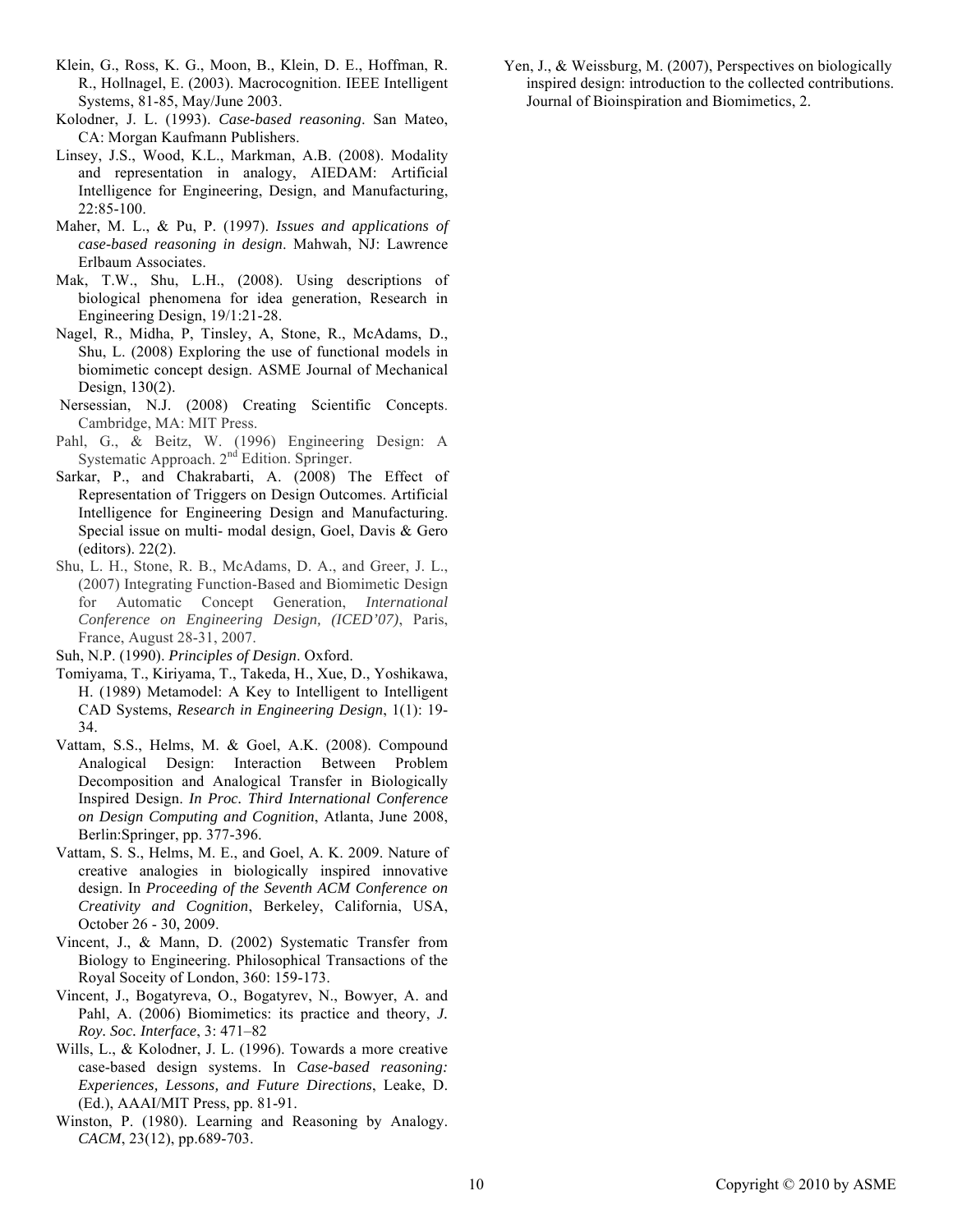Klein, G., Ross, K. G., Moon, B., Klein, D. E., Hoffman, R. R., Hollnagel, E. (2003). Macrocognition. IEEE Intelligent Systems, 81-85, May/June 2003.

Kolodner, J. L. (1993). *Case-based reasoning*. San Mateo, CA: Morgan Kaufmann Publishers.

Linsey, J.S., Wood, K.L., Markman, A.B. (2008). Modality and representation in analogy, AIEDAM: Artificial Intelligence for Engineering, Design, and Manufacturing, 22:85-100.

Maher, M. L., & Pu, P. (1997). *Issues and applications of case-based reasoning in design*. Mahwah, NJ: Lawrence Erlbaum Associates.

Mak, T.W., Shu, L.H., (2008). Using descriptions of biological phenomena for idea generation, Research in Engineering Design, 19/1:21-28.

Nagel, R., Midha, P, Tinsley, A, Stone, R., McAdams, D., Shu, L. (2008) Exploring the use of functional models in biomimetic concept design. ASME Journal of Mechanical Design, 130(2).

Nersessian, N.J. (2008) Creating Scientific Concepts. Cambridge, MA: MIT Press.

Pahl, G., & Beitz, W. (1996) Engineering Design: A Systematic Approach. 2nd Edition. Springer.

Sarkar, P., and Chakrabarti, A. (2008) The Effect of Representation of Triggers on Design Outcomes. Artificial Intelligence for Engineering Design and Manufacturing. Special issue on multi- modal design, Goel, Davis & Gero (editors). 22(2).

Shu, L. H., Stone, R. B., McAdams, D. A., and Greer, J. L., (2007) Integrating Function-Based and Biomimetic Design for Automatic Concept Generation, *International Conference on Engineering Design, (ICED'07)*, Paris, France, August 28-31, 2007.

Suh, N.P. (1990). *Principles of Design*. Oxford.

Tomiyama, T., Kiriyama, T., Takeda, H., Xue, D., Yoshikawa, H. (1989) Metamodel: A Key to Intelligent to Intelligent CAD Systems, *Research in Engineering Design*, 1(1): 19-34.

Vattam, S.S., Helms, M. & Goel, A.K. (2008). Compound Analogical Design: Interaction Between Problem Decomposition and Analogical Transfer in Biologically Inspired Design. *In Proc. Third International Conference on Design Computing and Cognition*, Atlanta, June 2008, Berlin:Springer, pp. 377-396.

Vattam, S. S., Helms, M. E., and Goel, A. K. 2009. Nature of creative analogies in biologically inspired innovative design. In *Proceeding of the Seventh ACM Conference on Creativity and Cognition*, Berkeley, California, USA, October 26 - 30, 2009.

Vincent, J., & Mann, D. (2002) Systematic Transfer from Biology to Engineering. Philosophical Transactions of the Royal Soceity of London, 360: 159-173.

Vincent, J., Bogatyreva, O., Bogatyrev, N., Bowyer, A. and Pahl, A. (2006) Biomimetics: its practice and theory, *J. Roy. Soc. Interface*, 3: 471–82

Wills, L., & Kolodner, J. L. (1996). Towards a more creative case-based design systems. In *Case-based reasoning: Experiences, Lessons, and Future Directions*, Leake, D. (Ed.), AAAI/MIT Press, pp. 81-91.

Winston, P. (1980). Learning and Reasoning by Analogy. *CACM*, 23(12), pp.689-703.

Yen, J., & Weissburg, M. (2007), Perspectives on biologically inspired design: introduction to the collected contributions. Journal of Bioinspiration and Biomimetics, 2.